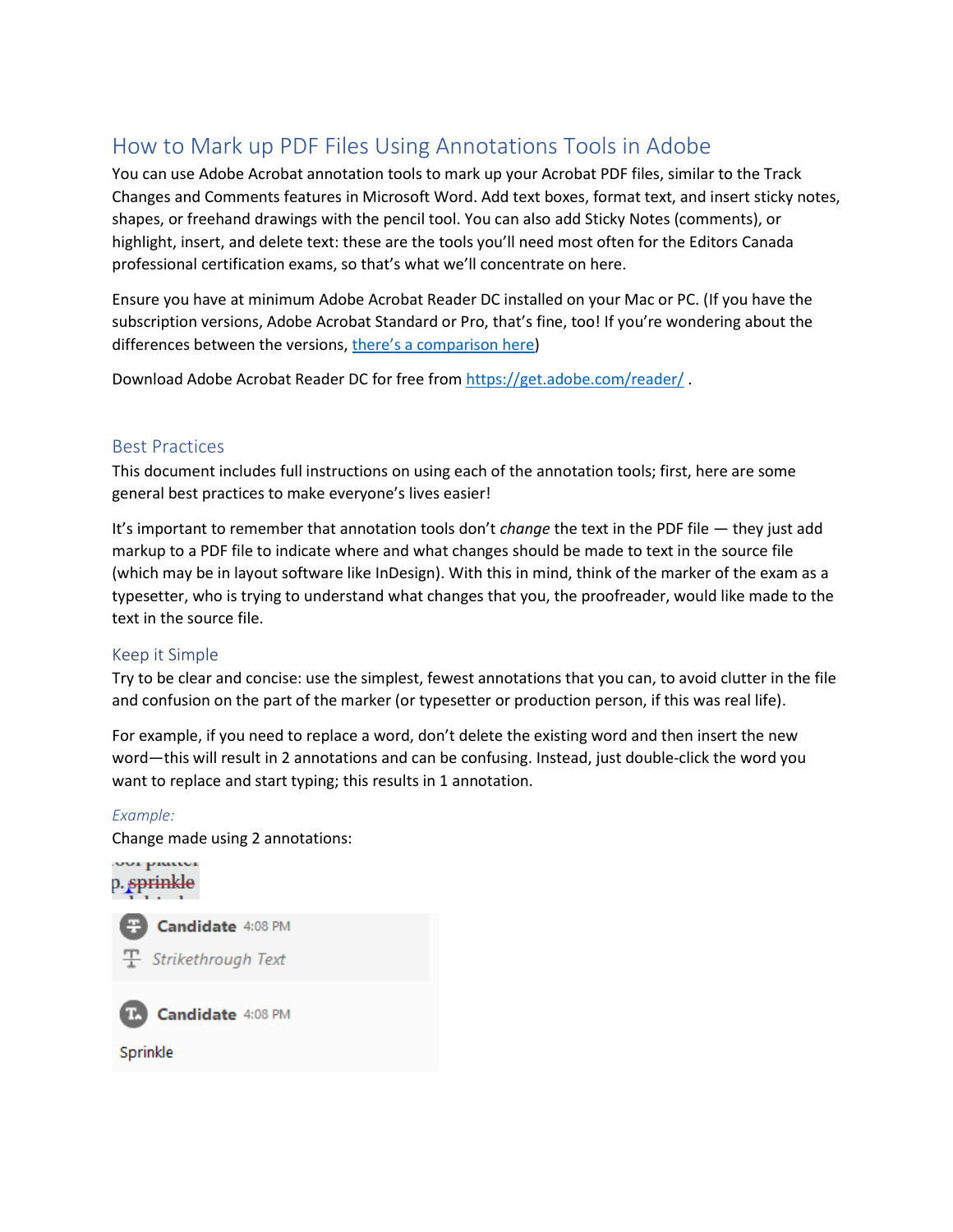# How to Mark up PDF Files Using Annotations Tools in Adobe

You can use Adobe Acrobat annotation tools to mark up your Acrobat PDF files, similar to the Track Changes and Comments features in Microsoft Word. Add text boxes, format text, and insert sticky notes, shapes, or freehand drawings with the pencil tool. You can also add Sticky Notes (comments), or highlight, insert, and delete text: these are the tools you'll need most often for the Editors Canada professional certification exams, so that's what we'll concentrate on here.

Ensure you have at minimum Adobe Acrobat Reader DC installed on your Mac or PC. (If you have the subscription versions, Adobe Acrobat Standard or Pro, that's fine, too! If you're wondering about the differences between the versions, there's a comparison here)

Download Adobe Acrobat Reader DC for free from https://get.adobe.com/reader/ .

## Best Practices

This document includes full instructions on using each of the annotation tools; first, here are some general best practices to make everyone's lives easier!

It's important to remember that annotation tools don't *change* the text in the PDF file — they just add markup to a PDF file to indicate where and what changes should be made to text in the source file (which may be in layout software like InDesign). With this in mind, think of the marker of the exam as a typesetter, who is trying to understand what changes that you, the proofreader, would like made to the text in the source file.

### Keep it Simple

Try to be clear and concise: use the simplest, fewest annotations that you can, to avoid clutter in the file and confusion on the part of the marker (or typesetter or production person, if this was real life).

For example, if you need to replace a word, don't delete the existing word and then insert the new word—this will result in 2 annotations and can be confusing. Instead, just double-click the word you want to replace and start typing; this results in 1 annotation.

*Example:*

Change made using 2 annotations:

p. ~~sprinkle~~

**Candidate** 4:08 PM

Strikethrough Text

**Candidate** 4:08 PM

Sprinkle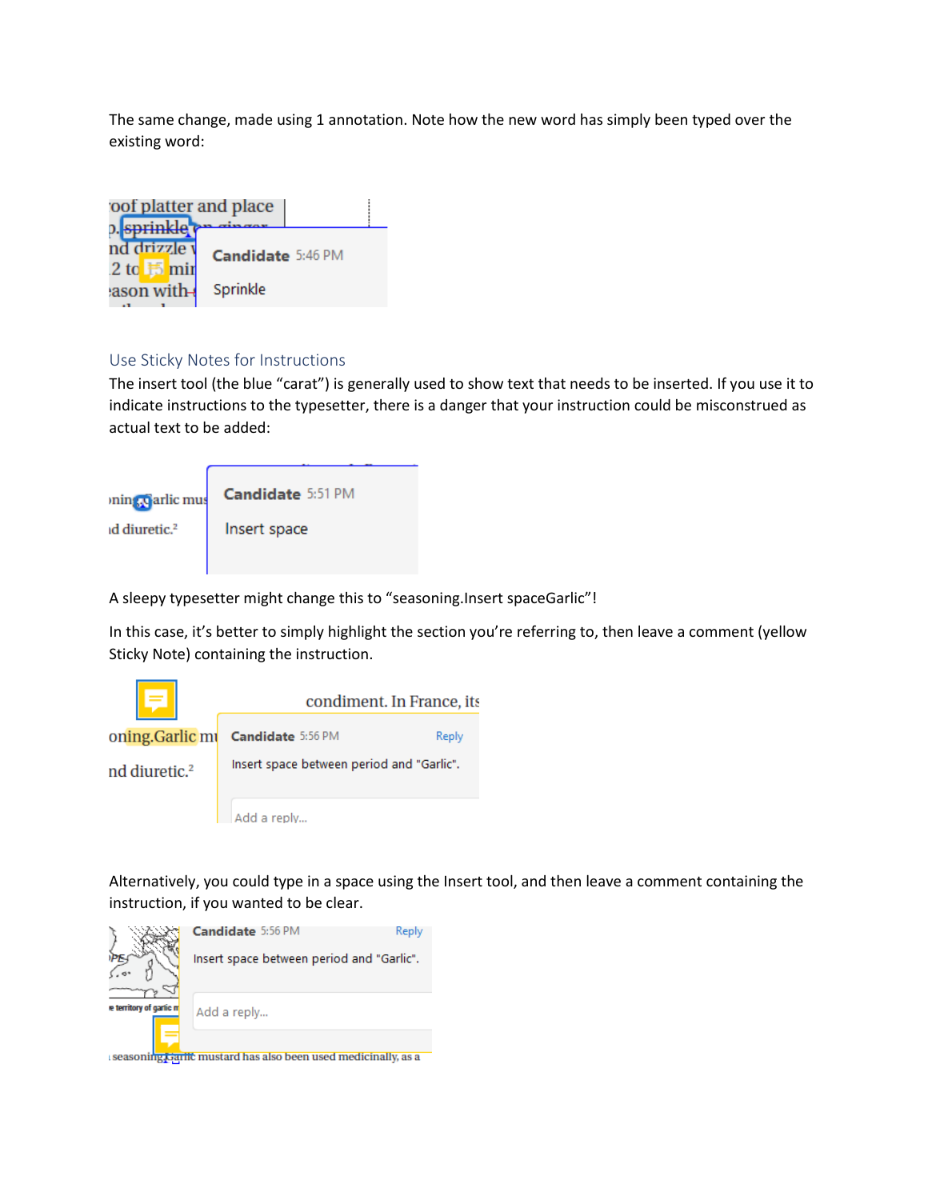The same change, made using 1 annotation. Note how the new word has simply been typed over the existing word:

## Use Sticky Notes for Instructions

The insert tool (the blue "carat") is generally used to show text that needs to be inserted. If you use it to indicate instructions to the typesetter, there is a danger that your instruction could be misconstrued as actual text to be added:

A sleepy typesetter might change this to "seasoning.Insert spaceGarlic"!

In this case, it's better to simply highlight the section you're referring to, then leave a comment (yellow Sticky Note) containing the instruction.

Alternatively, you could type in a space using the Insert tool, and then leave a comment containing the instruction, if you wanted to be clear.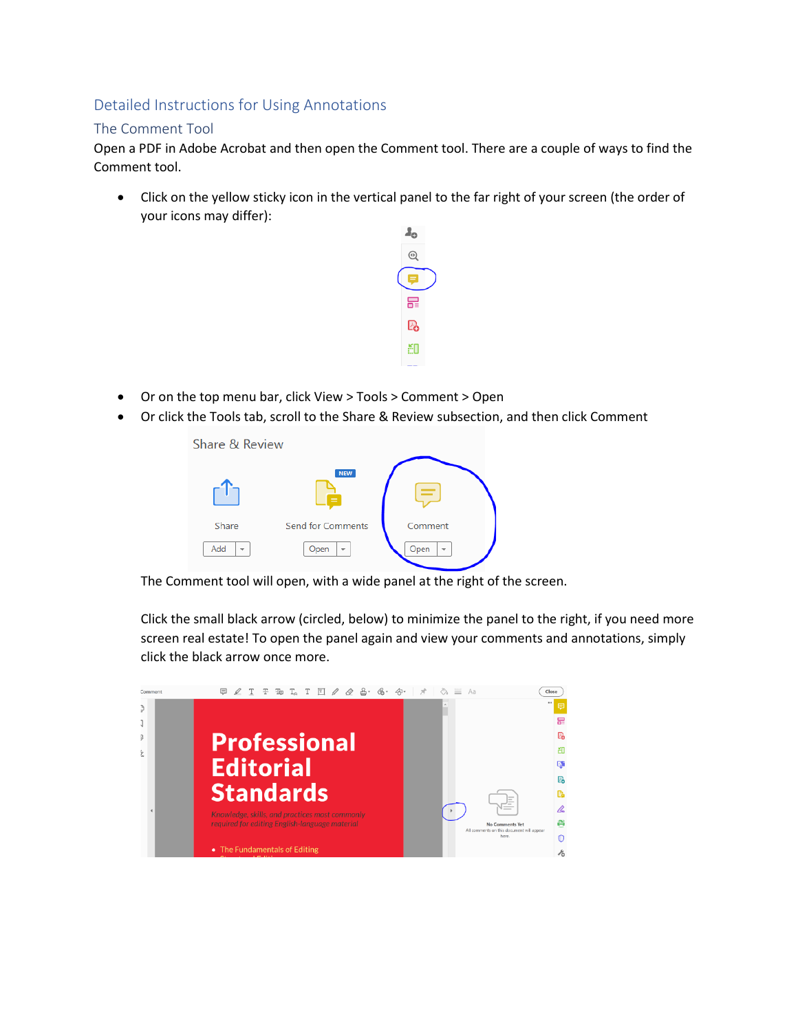## Detailed Instructions for Using Annotations

### The Comment Tool

Open a PDF in Adobe Acrobat and then open the Comment tool. There are a couple of ways to find the Comment tool.

- Click on the yellow sticky icon in the vertical panel to the far right of your screen (the order of your icons may differ):
- Or on the top menu bar, click View > Tools > Comment > Open
- Or click the Tools tab, scroll to the Share & Review subsection, and then click Comment

The Comment tool will open, with a wide panel at the right of the screen.

Click the small black arrow (circled, below) to minimize the panel to the right, if you need more screen real estate! To open the panel again and view your comments and annotations, simply click the black arrow once more.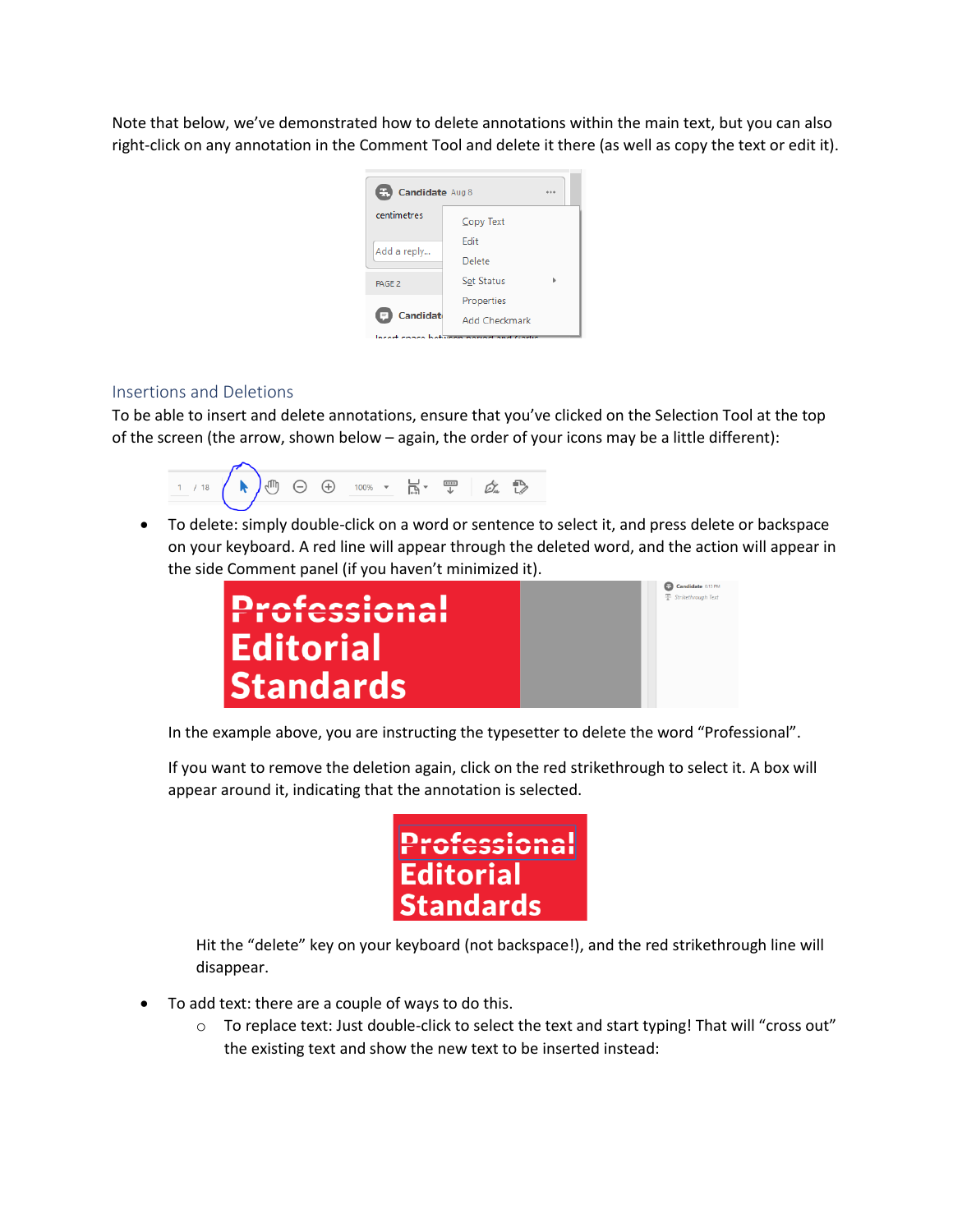Note that below, we've demonstrated how to delete annotations within the main text, but you can also right-click on any annotation in the Comment Tool and delete it there (as well as copy the text or edit it).

## Insertions and Deletions

To be able to insert and delete annotations, ensure that you've clicked on the Selection Tool at the top of the screen (the arrow, shown below – again, the order of your icons may be a little different):

- To delete: simply double-click on a word or sentence to select it, and press delete or backspace on your keyboard. A red line will appear through the deleted word, and the action will appear in the side Comment panel (if you haven't minimized it).

  In the example above, you are instructing the typesetter to delete the word "Professional".

  If you want to remove the deletion again, click on the red strikethrough to select it. A box will appear around it, indicating that the annotation is selected.

  Hit the "delete" key on your keyboard (not backspace!), and the red strikethrough line will disappear.

- To add text: there are a couple of ways to do this.
  - To replace text: Just double-click to select the text and start typing! That will "cross out" the existing text and show the new text to be inserted instead: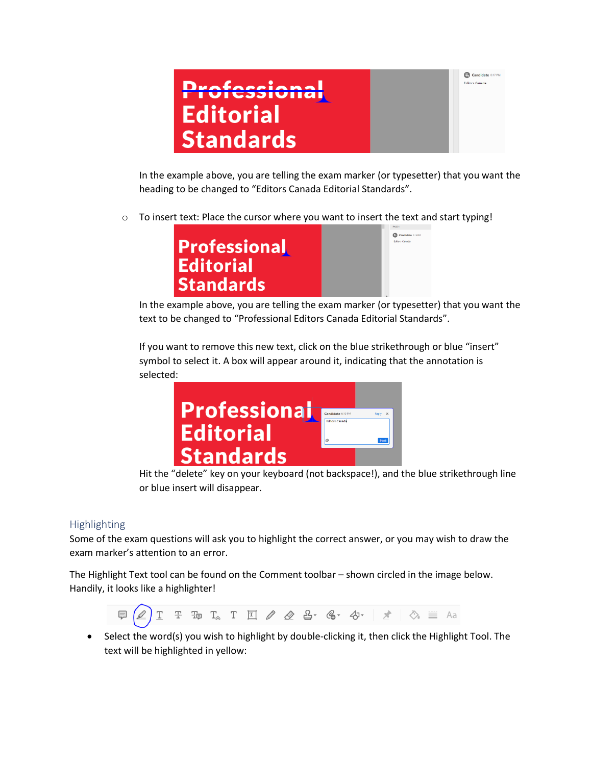In the example above, you are telling the exam marker (or typesetter) that you want the heading to be changed to "Editors Canada Editorial Standards".

- To insert text: Place the cursor where you want to insert the text and start typing!

  In the example above, you are telling the exam marker (or typesetter) that you want the text to be changed to "Professional Editors Canada Editorial Standards".

  If you want to remove this new text, click on the blue strikethrough or blue "insert" symbol to select it. A box will appear around it, indicating that the annotation is selected:

  Hit the "delete" key on your keyboard (not backspace!), and the blue strikethrough line or blue insert will disappear.

## Highlighting

Some of the exam questions will ask you to highlight the correct answer, or you may wish to draw the exam marker's attention to an error.

The Highlight Text tool can be found on the Comment toolbar – shown circled in the image below. Handily, it looks like a highlighter!

- Select the word(s) you wish to highlight by double-clicking it, then click the Highlight Tool. The text will be highlighted in yellow: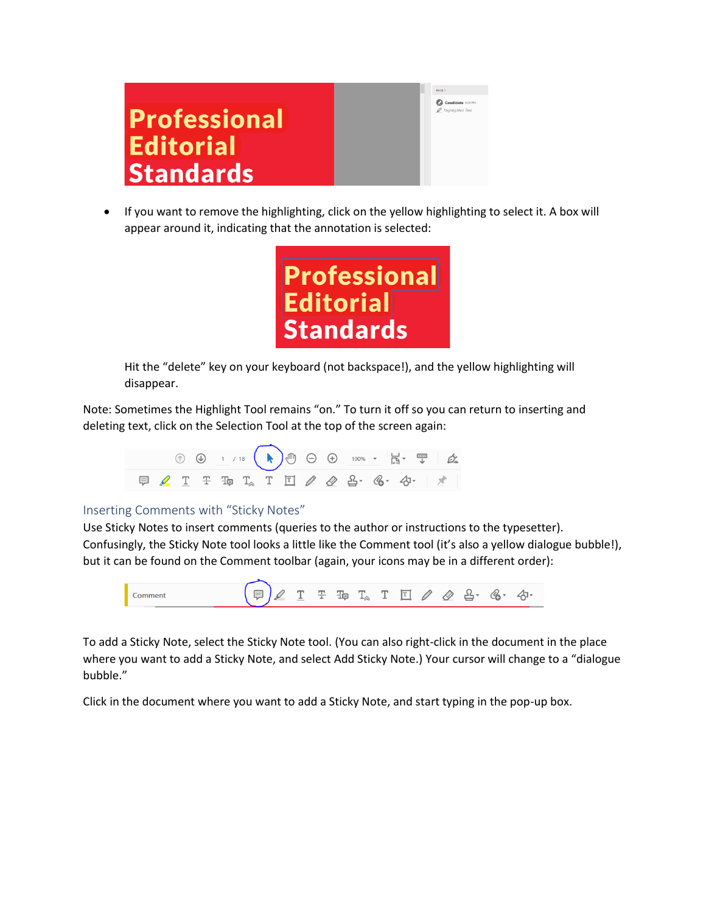- If you want to remove the highlighting, click on the yellow highlighting to select it. A box will appear around it, indicating that the annotation is selected:

  Hit the "delete" key on your keyboard (not backspace!), and the yellow highlighting will disappear.

Note: Sometimes the Highlight Tool remains "on." To turn it off so you can return to inserting and deleting text, click on the Selection Tool at the top of the screen again:

## Inserting Comments with "Sticky Notes"

Use Sticky Notes to insert comments (queries to the author or instructions to the typesetter). Confusingly, the Sticky Note tool looks a little like the Comment tool (it's also a yellow dialogue bubble!), but it can be found on the Comment toolbar (again, your icons may be in a different order):

To add a Sticky Note, select the Sticky Note tool. (You can also right-click in the document in the place where you want to add a Sticky Note, and select Add Sticky Note.) Your cursor will change to a "dialogue bubble."

Click in the document where you want to add a Sticky Note, and start typing in the pop-up box.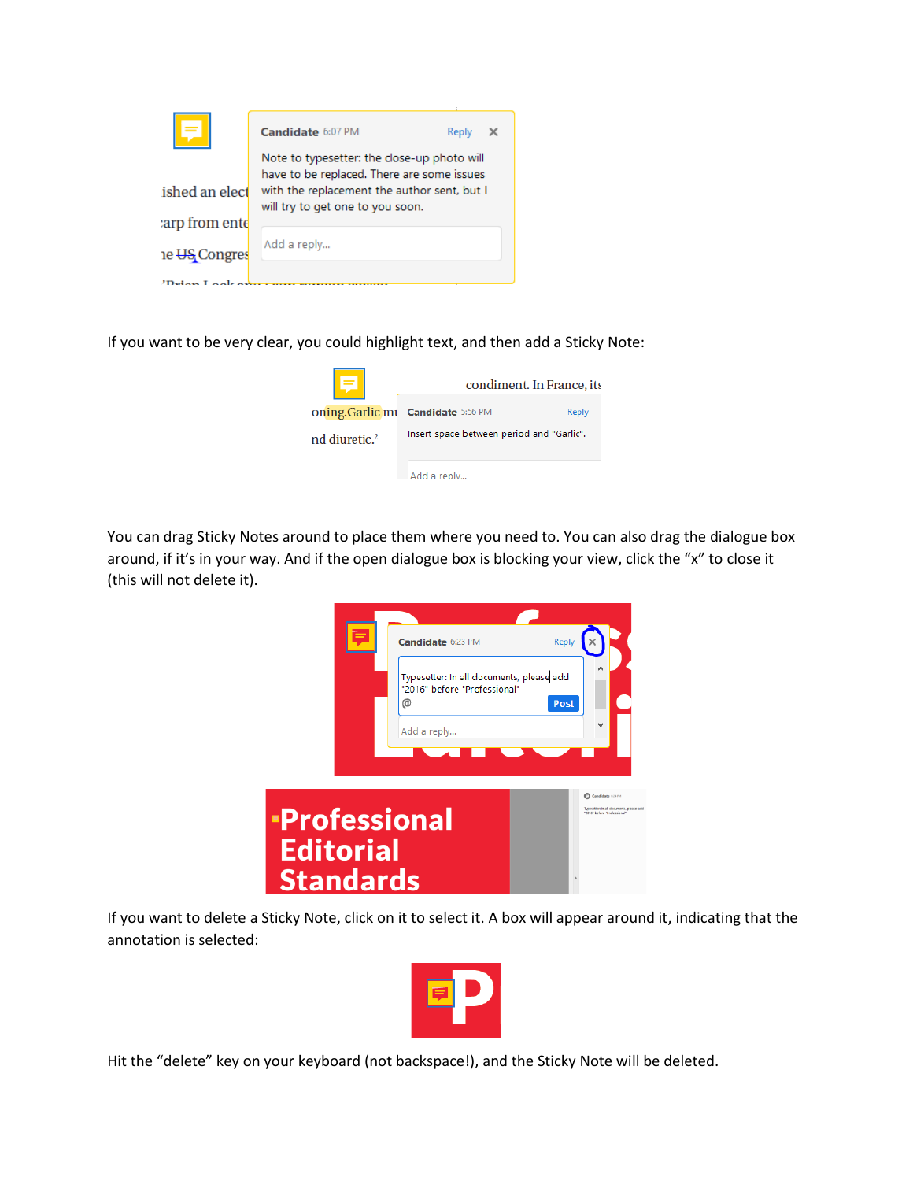If you want to be very clear, you could highlight text, and then add a Sticky Note:

You can drag Sticky Notes around to place them where you need to. You can also drag the dialogue box around, if it's in your way. And if the open dialogue box is blocking your view, click the "x" to close it (this will not delete it).

If you want to delete a Sticky Note, click on it to select it. A box will appear around it, indicating that the annotation is selected:

Hit the "delete" key on your keyboard (not backspace!), and the Sticky Note will be deleted.